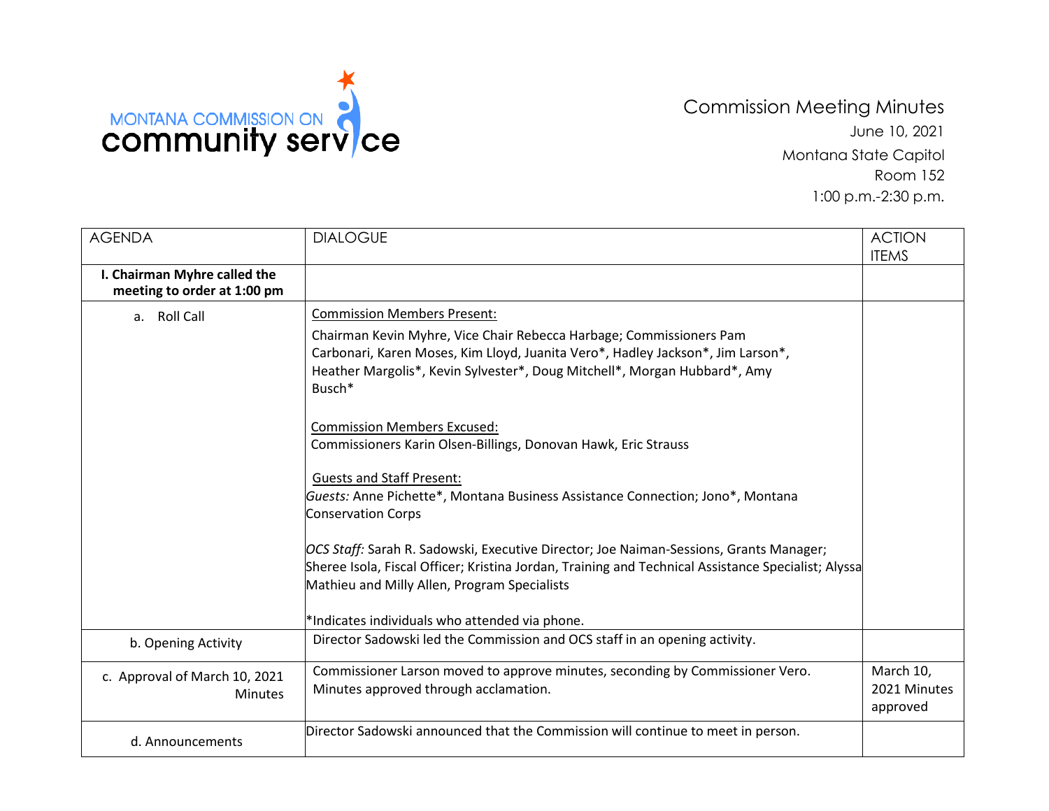MONTANA COMMISSION ON
community service

# Commission Meeting Minutes

June 10, 2021

Montana State Capitol

Room 152

1:00 p.m.-2:30 p.m.

| AGENDA | DIALOGUE | ACTION ITEMS |
|---|---|---|
| **I. Chairman Myhre called the meeting to order at 1:00 pm** | | |
| a. Roll Call | Commission Members Present:<br>Chairman Kevin Myhre, Vice Chair Rebecca Harbage; Commissioners Pam Carbonari, Karen Moses, Kim Lloyd, Juanita Vero*, Hadley Jackson*, Jim Larson*, Heather Margolis*, Kevin Sylvester*, Doug Mitchell*, Morgan Hubbard*, Amy Busch*<br><br>Commission Members Excused:<br>Commissioners Karin Olsen-Billings, Donovan Hawk, Eric Strauss<br><br>Guests and Staff Present:<br>*Guests:* Anne Pichette*, Montana Business Assistance Connection; Jono*, Montana Conservation Corps<br><br>*OCS Staff:* Sarah R. Sadowski, Executive Director; Joe Naiman-Sessions, Grants Manager; Sheree Isola, Fiscal Officer; Kristina Jordan, Training and Technical Assistance Specialist; Alyssa Mathieu and Milly Allen, Program Specialists<br><br>*Indicates individuals who attended via phone. | |
| b. Opening Activity | Director Sadowski led the Commission and OCS staff in an opening activity. | |
| c. Approval of March 10, 2021 Minutes | Commissioner Larson moved to approve minutes, seconding by Commissioner Vero. Minutes approved through acclamation. | March 10, 2021 Minutes approved |
| d. Announcements | Director Sadowski announced that the Commission will continue to meet in person. | |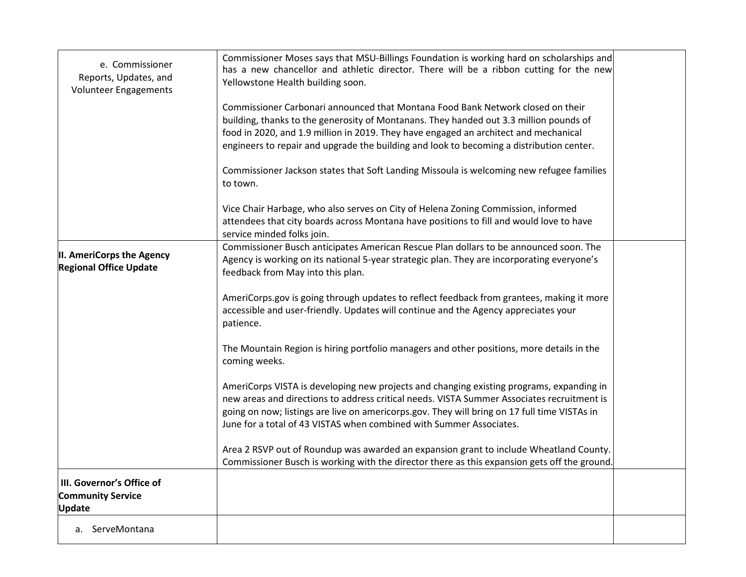| | | |
|---|---|---|
| e. Commissioner Reports, Updates, and Volunteer Engagements | Commissioner Moses says that MSU-Billings Foundation is working hard on scholarships and has a new chancellor and athletic director. There will be a ribbon cutting for the new Yellowstone Health building soon.<br><br>Commissioner Carbonari announced that Montana Food Bank Network closed on their building, thanks to the generosity of Montanans. They handed out 3.3 million pounds of food in 2020, and 1.9 million in 2019. They have engaged an architect and mechanical engineers to repair and upgrade the building and look to becoming a distribution center.<br><br>Commissioner Jackson states that Soft Landing Missoula is welcoming new refugee families to town.<br><br>Vice Chair Harbage, who also serves on City of Helena Zoning Commission, informed attendees that city boards across Montana have positions to fill and would love to have service minded folks join. | |
| **II. AmeriCorps the Agency Regional Office Update** | Commissioner Busch anticipates American Rescue Plan dollars to be announced soon. The Agency is working on its national 5-year strategic plan. They are incorporating everyone's feedback from May into this plan.<br><br>AmeriCorps.gov is going through updates to reflect feedback from grantees, making it more accessible and user-friendly. Updates will continue and the Agency appreciates your patience.<br><br>The Mountain Region is hiring portfolio managers and other positions, more details in the coming weeks.<br><br>AmeriCorps VISTA is developing new projects and changing existing programs, expanding in new areas and directions to address critical needs. VISTA Summer Associates recruitment is going on now; listings are live on americorps.gov. They will bring on 17 full time VISTAs in June for a total of 43 VISTAS when combined with Summer Associates.<br><br>Area 2 RSVP out of Roundup was awarded an expansion grant to include Wheatland County. Commissioner Busch is working with the director there as this expansion gets off the ground. | |
| **III. Governor's Office of Community Service Update** | | |
| a. ServeMontana | | |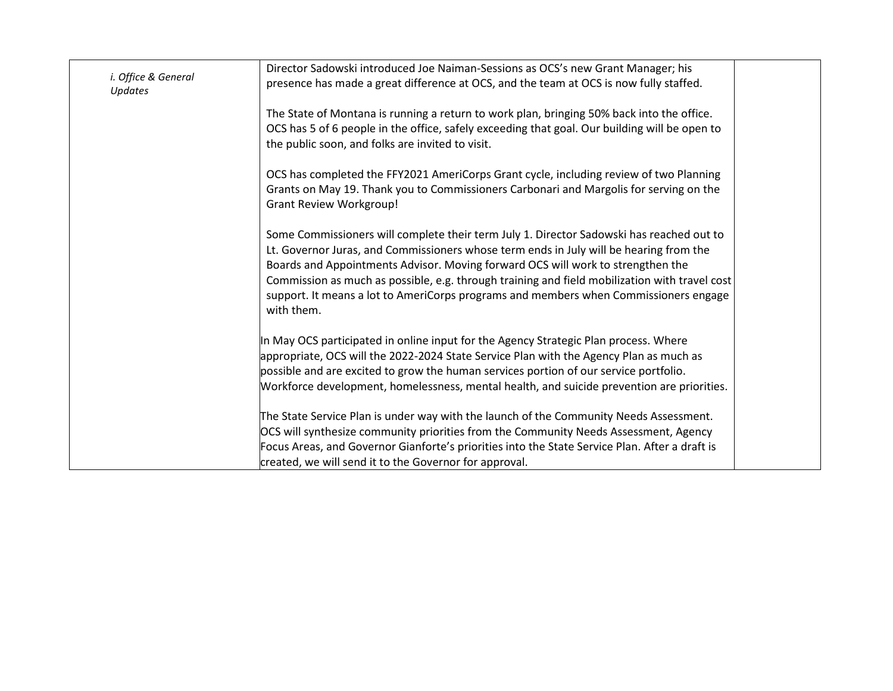| | | |
|---|---|---|
| *i. Office & General Updates* | Director Sadowski introduced Joe Naiman-Sessions as OCS's new Grant Manager; his presence has made a great difference at OCS, and the team at OCS is now fully staffed.<br><br>The State of Montana is running a return to work plan, bringing 50% back into the office. OCS has 5 of 6 people in the office, safely exceeding that goal. Our building will be open to the public soon, and folks are invited to visit.<br><br>OCS has completed the FFY2021 AmeriCorps Grant cycle, including review of two Planning Grants on May 19. Thank you to Commissioners Carbonari and Margolis for serving on the Grant Review Workgroup!<br><br>Some Commissioners will complete their term July 1. Director Sadowski has reached out to Lt. Governor Juras, and Commissioners whose term ends in July will be hearing from the Boards and Appointments Advisor. Moving forward OCS will work to strengthen the Commission as much as possible, e.g. through training and field mobilization with travel cost support. It means a lot to AmeriCorps programs and members when Commissioners engage with them.<br><br>In May OCS participated in online input for the Agency Strategic Plan process. Where appropriate, OCS will the 2022-2024 State Service Plan with the Agency Plan as much as possible and are excited to grow the human services portion of our service portfolio. Workforce development, homelessness, mental health, and suicide prevention are priorities.<br><br>The State Service Plan is under way with the launch of the Community Needs Assessment. OCS will synthesize community priorities from the Community Needs Assessment, Agency Focus Areas, and Governor Gianforte's priorities into the State Service Plan. After a draft is created, we will send it to the Governor for approval. | |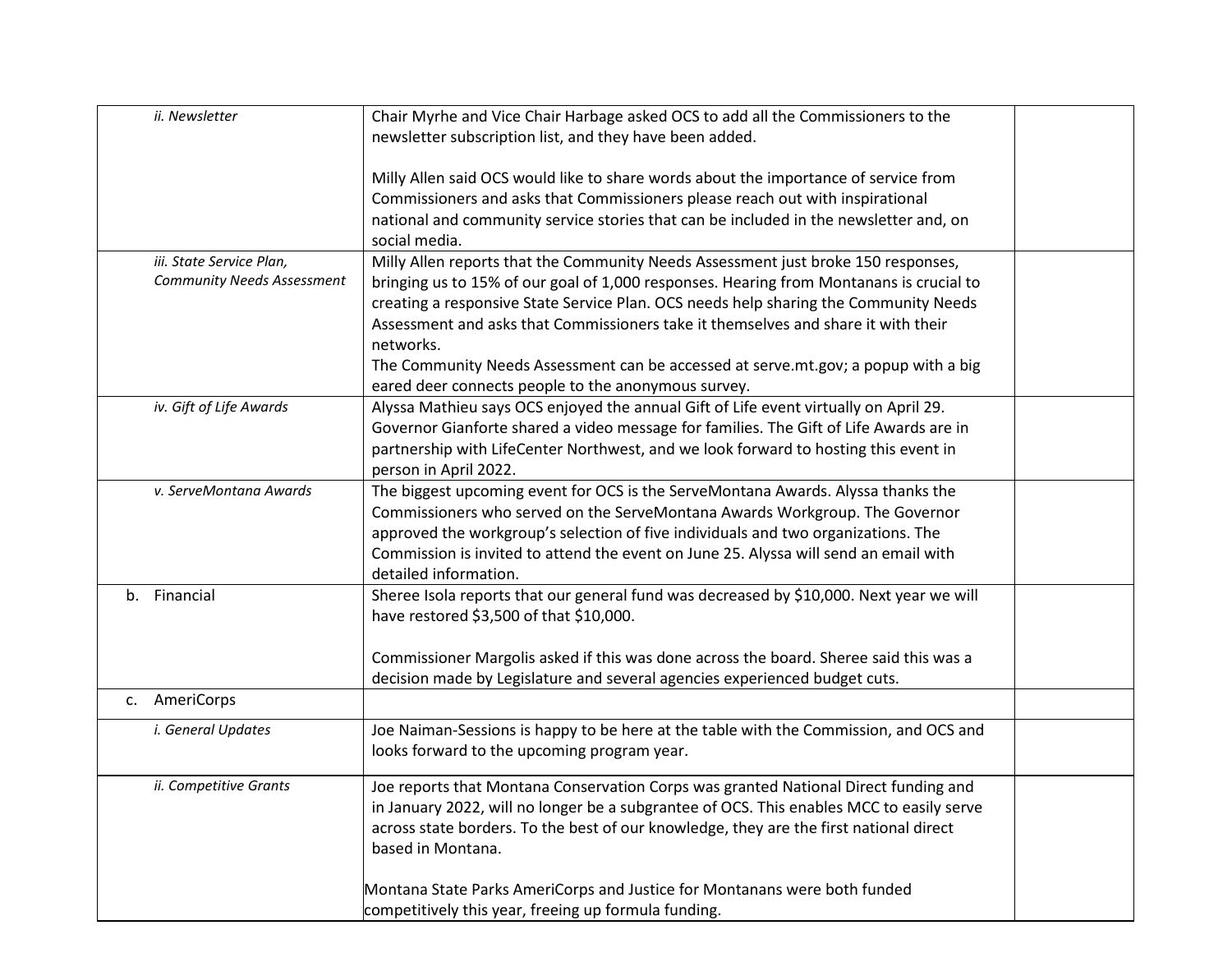| | | |
|---|---|---|
| *ii. Newsletter* | Chair Myrhe and Vice Chair Harbage asked OCS to add all the Commissioners to the newsletter subscription list, and they have been added.<br><br>Milly Allen said OCS would like to share words about the importance of service from Commissioners and asks that Commissioners please reach out with inspirational national and community service stories that can be included in the newsletter and, on social media. | |
| *iii. State Service Plan, Community Needs Assessment* | Milly Allen reports that the Community Needs Assessment just broke 150 responses, bringing us to 15% of our goal of 1,000 responses. Hearing from Montanans is crucial to creating a responsive State Service Plan. OCS needs help sharing the Community Needs Assessment and asks that Commissioners take it themselves and share it with their networks.<br>The Community Needs Assessment can be accessed at serve.mt.gov; a popup with a big eared deer connects people to the anonymous survey. | |
| *iv. Gift of Life Awards* | Alyssa Mathieu says OCS enjoyed the annual Gift of Life event virtually on April 29. Governor Gianforte shared a video message for families. The Gift of Life Awards are in partnership with LifeCenter Northwest, and we look forward to hosting this event in person in April 2022. | |
| *v. ServeMontana Awards* | The biggest upcoming event for OCS is the ServeMontana Awards. Alyssa thanks the Commissioners who served on the ServeMontana Awards Workgroup. The Governor approved the workgroup's selection of five individuals and two organizations. The Commission is invited to attend the event on June 25. Alyssa will send an email with detailed information. | |
| b. Financial | Sheree Isola reports that our general fund was decreased by $10,000. Next year we will have restored $3,500 of that $10,000.<br><br>Commissioner Margolis asked if this was done across the board. Sheree said this was a decision made by Legislature and several agencies experienced budget cuts. | |
| c. AmeriCorps | | |
| *i. General Updates* | Joe Naiman-Sessions is happy to be here at the table with the Commission, and OCS and looks forward to the upcoming program year. | |
| *ii. Competitive Grants* | Joe reports that Montana Conservation Corps was granted National Direct funding and in January 2022, will no longer be a subgrantee of OCS. This enables MCC to easily serve across state borders. To the best of our knowledge, they are the first national direct based in Montana.<br><br>Montana State Parks AmeriCorps and Justice for Montanans were both funded competitively this year, freeing up formula funding. | |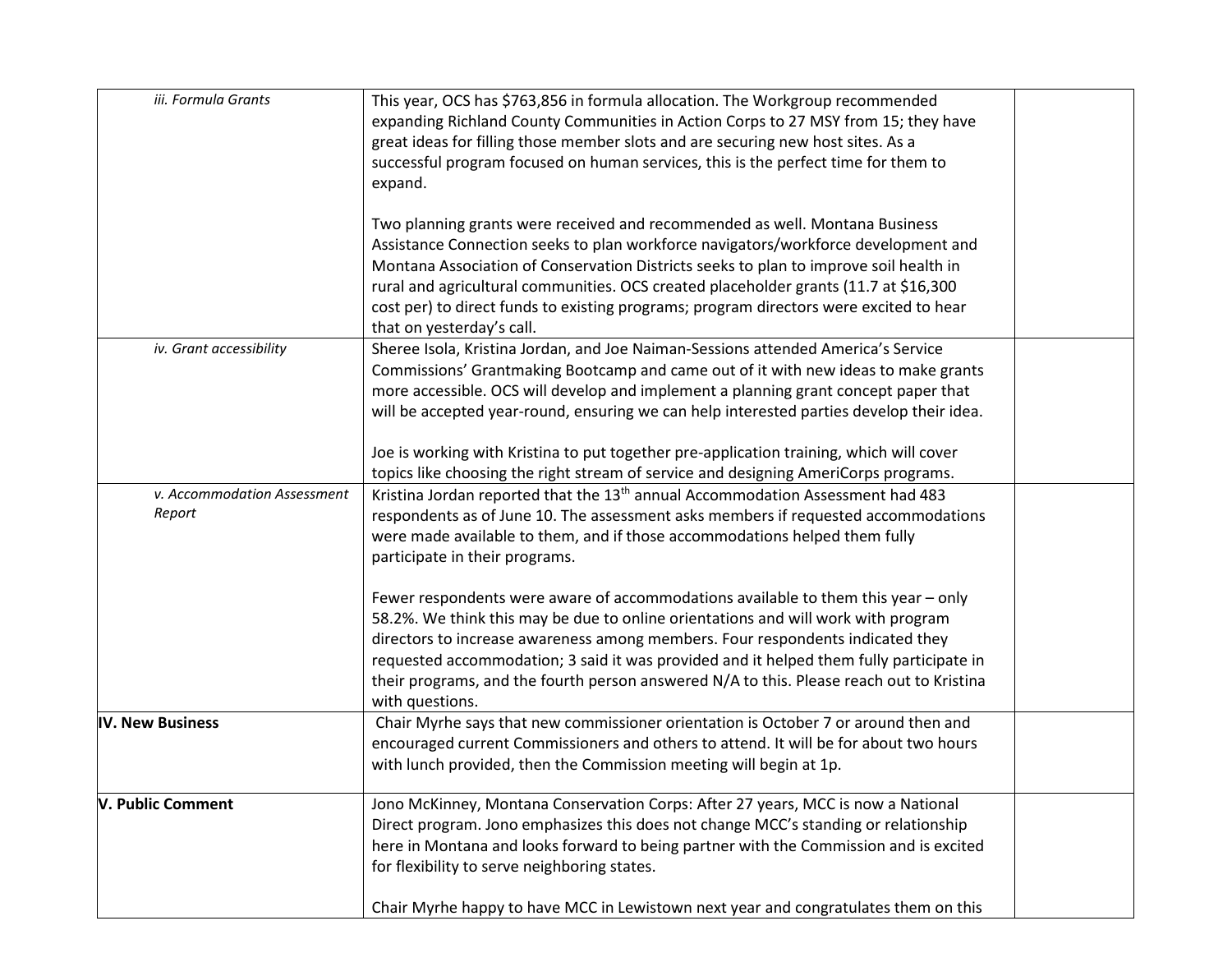| | | |
|---|---|---|
| *iii. Formula Grants* | This year, OCS has $763,856 in formula allocation. The Workgroup recommended expanding Richland County Communities in Action Corps to 27 MSY from 15; they have great ideas for filling those member slots and are securing new host sites. As a successful program focused on human services, this is the perfect time for them to expand.<br><br>Two planning grants were received and recommended as well. Montana Business Assistance Connection seeks to plan workforce navigators/workforce development and Montana Association of Conservation Districts seeks to plan to improve soil health in rural and agricultural communities. OCS created placeholder grants (11.7 at $16,300 cost per) to direct funds to existing programs; program directors were excited to hear that on yesterday's call. | |
| *iv. Grant accessibility* | Sheree Isola, Kristina Jordan, and Joe Naiman-Sessions attended America's Service Commissions' Grantmaking Bootcamp and came out of it with new ideas to make grants more accessible. OCS will develop and implement a planning grant concept paper that will be accepted year-round, ensuring we can help interested parties develop their idea.<br><br>Joe is working with Kristina to put together pre-application training, which will cover topics like choosing the right stream of service and designing AmeriCorps programs. | |
| *v. Accommodation Assessment Report* | Kristina Jordan reported that the 13th annual Accommodation Assessment had 483 respondents as of June 10. The assessment asks members if requested accommodations were made available to them, and if those accommodations helped them fully participate in their programs.<br><br>Fewer respondents were aware of accommodations available to them this year – only 58.2%. We think this may be due to online orientations and will work with program directors to increase awareness among members. Four respondents indicated they requested accommodation; 3 said it was provided and it helped them fully participate in their programs, and the fourth person answered N/A to this. Please reach out to Kristina with questions. | |
| **IV. New Business** | Chair Myrhe says that new commissioner orientation is October 7 or around then and encouraged current Commissioners and others to attend. It will be for about two hours with lunch provided, then the Commission meeting will begin at 1p. | |
| **V. Public Comment** | Jono McKinney, Montana Conservation Corps: After 27 years, MCC is now a National Direct program. Jono emphasizes this does not change MCC's standing or relationship here in Montana and looks forward to being partner with the Commission and is excited for flexibility to serve neighboring states.<br><br>Chair Myrhe happy to have MCC in Lewistown next year and congratulates them on this | |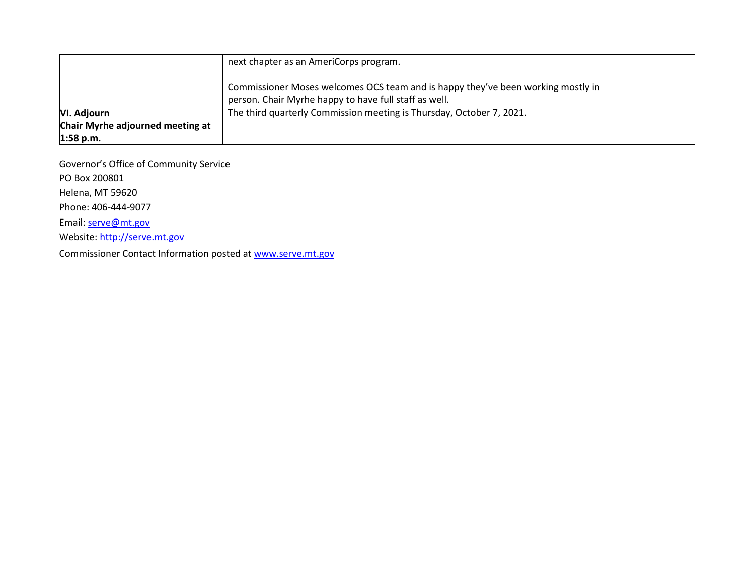| | | |
|---|---|---|
| | next chapter as an AmeriCorps program.<br><br>Commissioner Moses welcomes OCS team and is happy they've been working mostly in person. Chair Myrhe happy to have full staff as well. | |
| **VI. Adjourn**<br>**Chair Myrhe adjourned meeting at 1:58 p.m.** | The third quarterly Commission meeting is Thursday, October 7, 2021. | |

Governor's Office of Community Service

PO Box 200801

Helena, MT 59620

Phone: 406-444-9077

Email: serve@mt.gov

Website: http://serve.mt.gov

Commissioner Contact Information posted at www.serve.mt.gov